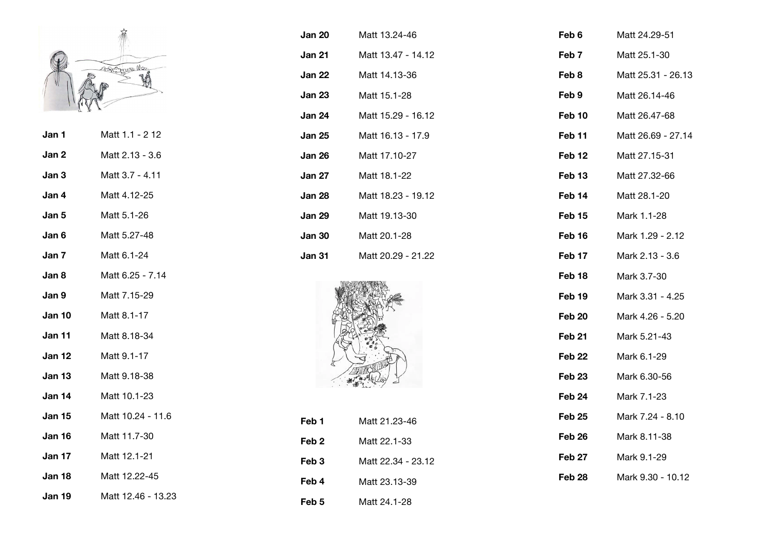| | |
|---|---|
| **Jan 1** | Matt 1.1 - 2 12 |
| **Jan 2** | Matt 2.13 - 3.6 |
| **Jan 3** | Matt 3.7 - 4.11 |
| **Jan 4** | Matt 4.12-25 |
| **Jan 5** | Matt 5.1-26 |
| **Jan 6** | Matt 5.27-48 |
| **Jan 7** | Matt 6.1-24 |
| **Jan 8** | Matt 6.25 - 7.14 |
| **Jan 9** | Matt 7.15-29 |
| **Jan 10** | Matt 8.1-17 |
| **Jan 11** | Matt 8.18-34 |
| **Jan 12** | Matt 9.1-17 |
| **Jan 13** | Matt 9.18-38 |
| **Jan 14** | Matt 10.1-23 |
| **Jan 15** | Matt 10.24 - 11.6 |
| **Jan 16** | Matt 11.7-30 |
| **Jan 17** | Matt 12.1-21 |
| **Jan 18** | Matt 12.22-45 |
| **Jan 19** | Matt 12.46 - 13.23 |
| **Jan 20** | Matt 13.24-46 |
| **Jan 21** | Matt 13.47 - 14.12 |
| **Jan 22** | Matt 14.13-36 |
| **Jan 23** | Matt 15.1-28 |
| **Jan 24** | Matt 15.29 - 16.12 |
| **Jan 25** | Matt 16.13 - 17.9 |
| **Jan 26** | Matt 17.10-27 |
| **Jan 27** | Matt 18.1-22 |
| **Jan 28** | Matt 18.23 - 19.12 |
| **Jan 29** | Matt 19.13-30 |
| **Jan 30** | Matt 20.1-28 |
| **Jan 31** | Matt 20.29 - 21.22 |

| | |
|---|---|
| **Feb 1** | Matt 21.23-46 |
| **Feb 2** | Matt 22.1-33 |
| **Feb 3** | Matt 22.34 - 23.12 |
| **Feb 4** | Matt 23.13-39 |
| **Feb 5** | Matt 24.1-28 |
| **Feb 6** | Matt 24.29-51 |
| **Feb 7** | Matt 25.1-30 |
| **Feb 8** | Matt 25.31 - 26.13 |
| **Feb 9** | Matt 26.14-46 |
| **Feb 10** | Matt 26.47-68 |
| **Feb 11** | Matt 26.69 - 27.14 |
| **Feb 12** | Matt 27.15-31 |
| **Feb 13** | Matt 27.32-66 |
| **Feb 14** | Matt 28.1-20 |
| **Feb 15** | Mark 1.1-28 |
| **Feb 16** | Mark 1.29 - 2.12 |
| **Feb 17** | Mark 2.13 - 3.6 |
| **Feb 18** | Mark 3.7-30 |
| **Feb 19** | Mark 3.31 - 4.25 |
| **Feb 20** | Mark 4.26 - 5.20 |
| **Feb 21** | Mark 5.21-43 |
| **Feb 22** | Mark 6.1-29 |
| **Feb 23** | Mark 6.30-56 |
| **Feb 24** | Mark 7.1-23 |
| **Feb 25** | Mark 7.24 - 8.10 |
| **Feb 26** | Mark 8.11-38 |
| **Feb 27** | Mark 9.1-29 |
| **Feb 28** | Mark 9.30 - 10.12 |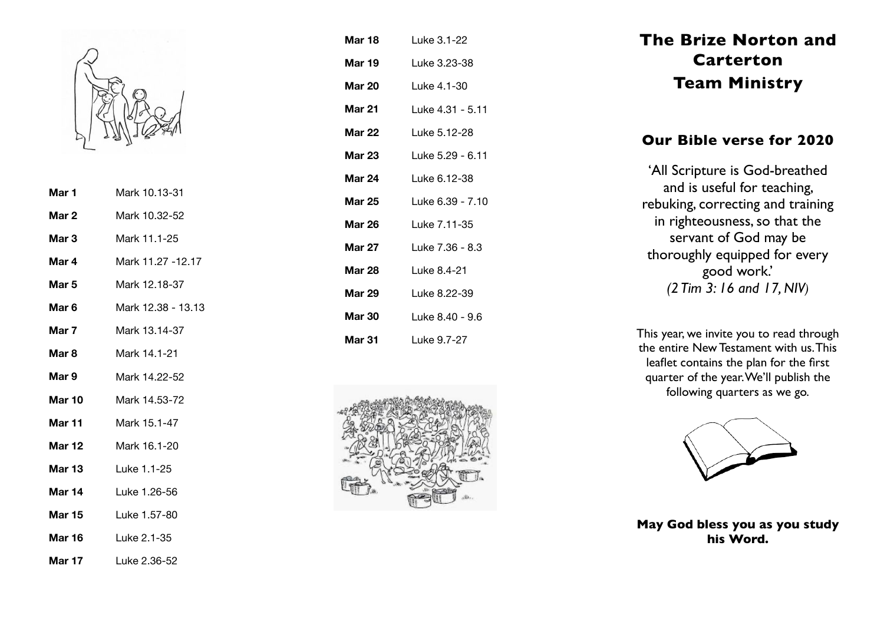| | |
|---|---|
| **Mar 1** | Mark 10.13-31 |
| **Mar 2** | Mark 10.32-52 |
| **Mar 3** | Mark 11.1-25 |
| **Mar 4** | Mark 11.27 -12.17 |
| **Mar 5** | Mark 12.18-37 |
| **Mar 6** | Mark 12.38 - 13.13 |
| **Mar 7** | Mark 13.14-37 |
| **Mar 8** | Mark 14.1-21 |
| **Mar 9** | Mark 14.22-52 |
| **Mar 10** | Mark 14.53-72 |
| **Mar 11** | Mark 15.1-47 |
| **Mar 12** | Mark 16.1-20 |
| **Mar 13** | Luke 1.1-25 |
| **Mar 14** | Luke 1.26-56 |
| **Mar 15** | Luke 1.57-80 |
| **Mar 16** | Luke 2.1-35 |
| **Mar 17** | Luke 2.36-52 |
| **Mar 18** | Luke 3.1-22 |
| **Mar 19** | Luke 3.23-38 |
| **Mar 20** | Luke 4.1-30 |
| **Mar 21** | Luke 4.31 - 5.11 |
| **Mar 22** | Luke 5.12-28 |
| **Mar 23** | Luke 5.29 - 6.11 |
| **Mar 24** | Luke 6.12-38 |
| **Mar 25** | Luke 6.39 - 7.10 |
| **Mar 26** | Luke 7.11-35 |
| **Mar 27** | Luke 7.36 - 8.3 |
| **Mar 28** | Luke 8.4-21 |
| **Mar 29** | Luke 8.22-39 |
| **Mar 30** | Luke 8.40 - 9.6 |
| **Mar 31** | Luke 9.7-27 |

# The Brize Norton and Carterton Team Ministry

## Our Bible verse for 2020

'All Scripture is God-breathed and is useful for teaching, rebuking, correcting and training in righteousness, so that the servant of God may be thoroughly equipped for every good work.'
*(2 Tim 3: 16 and 17, NIV)*

This year, we invite you to read through the entire New Testament with us. This leaflet contains the plan for the first quarter of the year. We'll publish the following quarters as we go.

**May God bless you as you study his Word.**